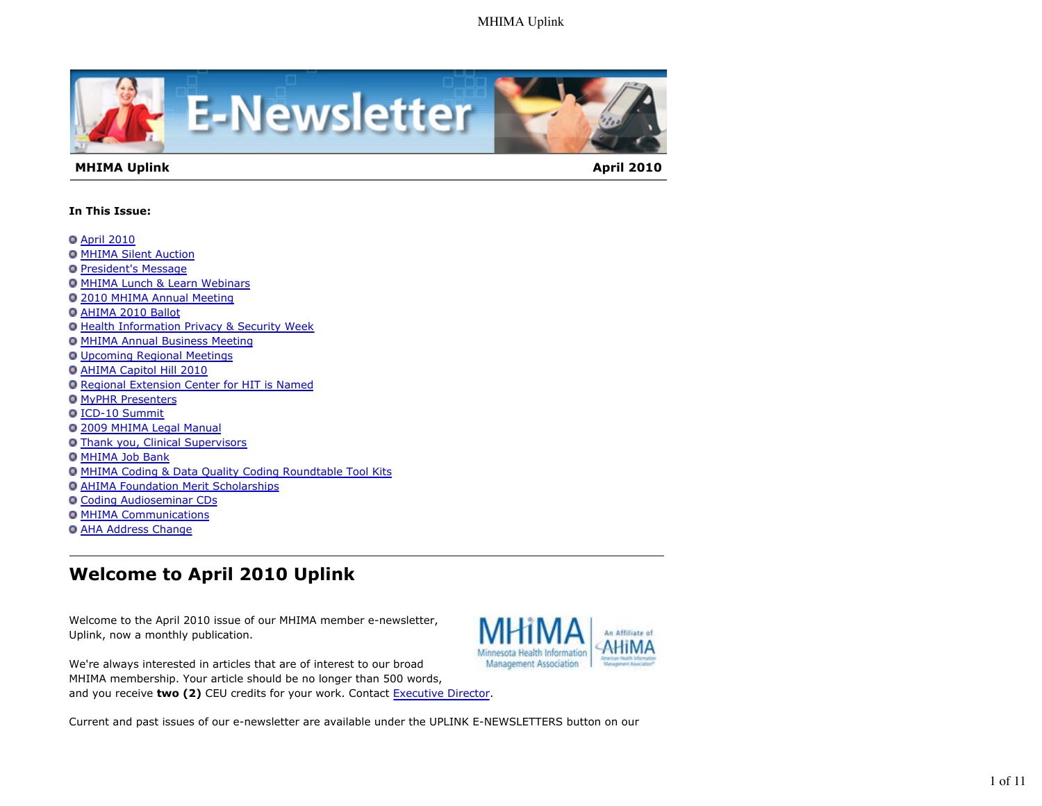**MHIMA Uplink** **April 2010**

**In This Issue:**

- April 2010
- MHIMA Silent Auction
- President's Message
- MHIMA Lunch & Learn Webinars
- 2010 MHIMA Annual Meeting
- AHIMA 2010 Ballot
- Health Information Privacy & Security Week
- MHIMA Annual Business Meeting
- Upcoming Regional Meetings
- AHIMA Capitol Hill 2010
- Regional Extension Center for HIT is Named
- MyPHR Presenters
- ICD-10 Summit
- 2009 MHIMA Legal Manual
- Thank you, Clinical Supervisors
- MHIMA Job Bank
- MHIMA Coding & Data Quality Coding Roundtable Tool Kits
- AHIMA Foundation Merit Scholarships
- Coding Audioseminar CDs
- MHIMA Communications
- AHA Address Change

---

# Welcome to April 2010 Uplink

Welcome to the April 2010 issue of our MHIMA member e-newsletter, Uplink, now a monthly publication.

We're always interested in articles that are of interest to our broad MHIMA membership. Your article should be no longer than 500 words, and you receive **two (2)** CEU credits for your work. Contact Executive Director.

Current and past issues of our e-newsletter are available under the UPLINK E-NEWSLETTERS button on our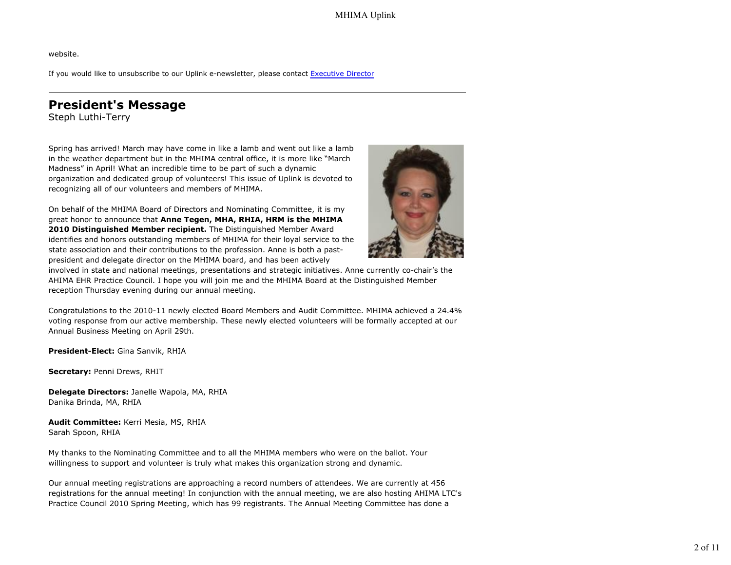website.

If you would like to unsubscribe to our Uplink e-newsletter, please contact [Executive Director](#)

---

## President's Message

Steph Luthi-Terry

Spring has arrived! March may have come in like a lamb and went out like a lamb in the weather department but in the MHIMA central office, it is more like "March Madness" in April! What an incredible time to be part of such a dynamic organization and dedicated group of volunteers! This issue of Uplink is devoted to recognizing all of our volunteers and members of MHIMA.

On behalf of the MHIMA Board of Directors and Nominating Committee, it is my great honor to announce that **Anne Tegen, MHA, RHIA, HRM is the MHIMA 2010 Distinguished Member recipient.** The Distinguished Member Award identifies and honors outstanding members of MHIMA for their loyal service to the state association and their contributions to the profession. Anne is both a past-president and delegate director on the MHIMA board, and has been actively involved in state and national meetings, presentations and strategic initiatives. Anne currently co-chair's the AHIMA EHR Practice Council. I hope you will join me and the MHIMA Board at the Distinguished Member reception Thursday evening during our annual meeting.

Congratulations to the 2010-11 newly elected Board Members and Audit Committee. MHIMA achieved a 24.4% voting response from our active membership. These newly elected volunteers will be formally accepted at our Annual Business Meeting on April 29th.

**President-Elect:** Gina Sanvik, RHIA

**Secretary:** Penni Drews, RHIT

**Delegate Directors:** Janelle Wapola, MA, RHIA
Danika Brinda, MA, RHIA

**Audit Committee:** Kerri Mesia, MS, RHIA
Sarah Spoon, RHIA

My thanks to the Nominating Committee and to all the MHIMA members who were on the ballot. Your willingness to support and volunteer is truly what makes this organization strong and dynamic.

Our annual meeting registrations are approaching a record numbers of attendees. We are currently at 456 registrations for the annual meeting! In conjunction with the annual meeting, we are also hosting AHIMA LTC's Practice Council 2010 Spring Meeting, which has 99 registrants. The Annual Meeting Committee has done a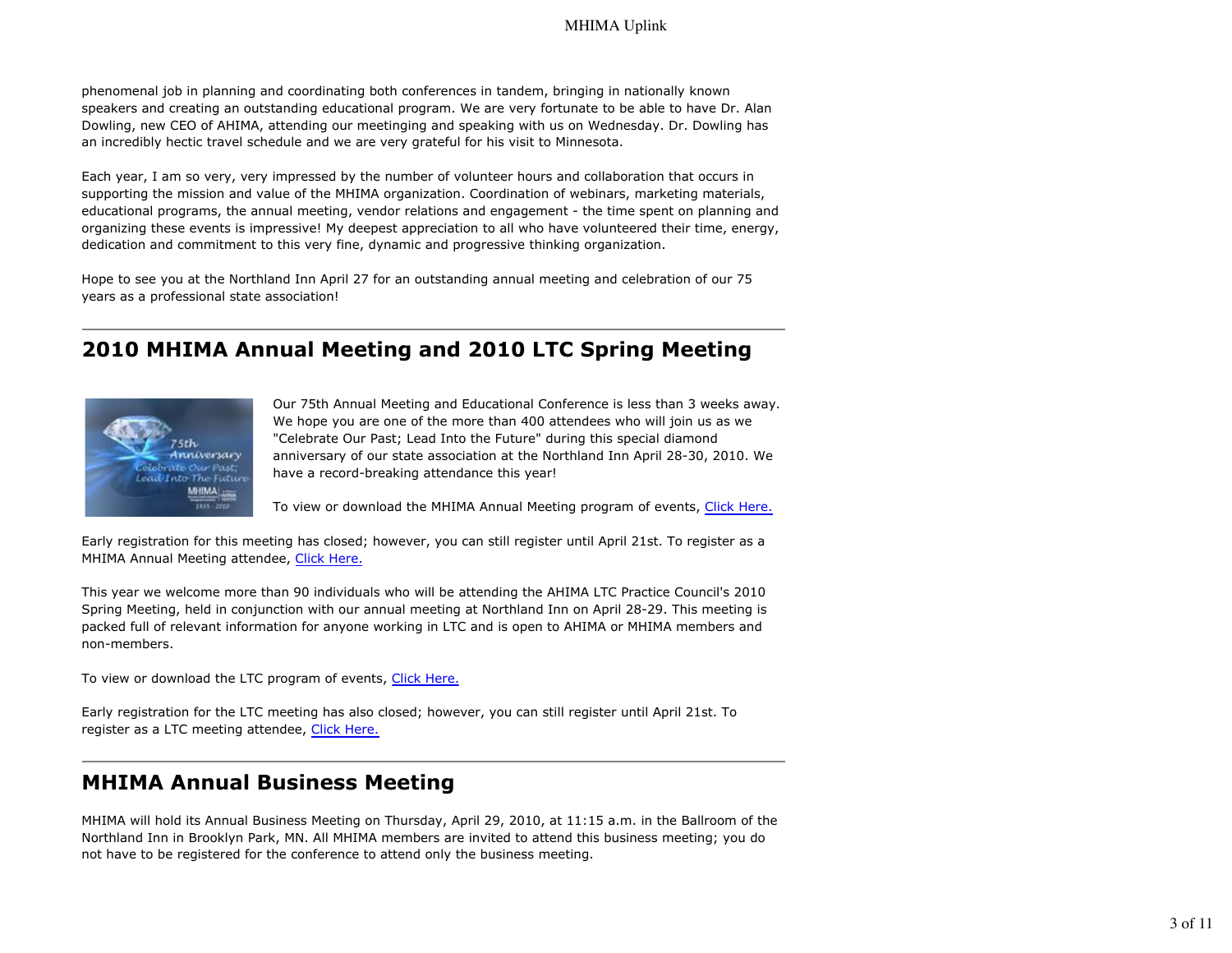phenomenal job in planning and coordinating both conferences in tandem, bringing in nationally known speakers and creating an outstanding educational program. We are very fortunate to be able to have Dr. Alan Dowling, new CEO of AHIMA, attending our meetinging and speaking with us on Wednesday. Dr. Dowling has an incredibly hectic travel schedule and we are very grateful for his visit to Minnesota.

Each year, I am so very, very impressed by the number of volunteer hours and collaboration that occurs in supporting the mission and value of the MHIMA organization. Coordination of webinars, marketing materials, educational programs, the annual meeting, vendor relations and engagement - the time spent on planning and organizing these events is impressive! My deepest appreciation to all who have volunteered their time, energy, dedication and commitment to this very fine, dynamic and progressive thinking organization.

Hope to see you at the Northland Inn April 27 for an outstanding annual meeting and celebration of our 75 years as a professional state association!

## 2010 MHIMA Annual Meeting and 2010 LTC Spring Meeting

Our 75th Annual Meeting and Educational Conference is less than 3 weeks away. We hope you are one of the more than 400 attendees who will join us as we "Celebrate Our Past; Lead Into the Future" during this special diamond anniversary of our state association at the Northland Inn April 28-30, 2010. We have a record-breaking attendance this year!

To view or download the MHIMA Annual Meeting program of events, Click Here.

Early registration for this meeting has closed; however, you can still register until April 21st. To register as a MHIMA Annual Meeting attendee, Click Here.

This year we welcome more than 90 individuals who will be attending the AHIMA LTC Practice Council's 2010 Spring Meeting, held in conjunction with our annual meeting at Northland Inn on April 28-29. This meeting is packed full of relevant information for anyone working in LTC and is open to AHIMA or MHIMA members and non-members.

To view or download the LTC program of events, Click Here.

Early registration for the LTC meeting has also closed; however, you can still register until April 21st. To register as a LTC meeting attendee, Click Here.

## MHIMA Annual Business Meeting

MHIMA will hold its Annual Business Meeting on Thursday, April 29, 2010, at 11:15 a.m. in the Ballroom of the Northland Inn in Brooklyn Park, MN. All MHIMA members are invited to attend this business meeting; you do not have to be registered for the conference to attend only the business meeting.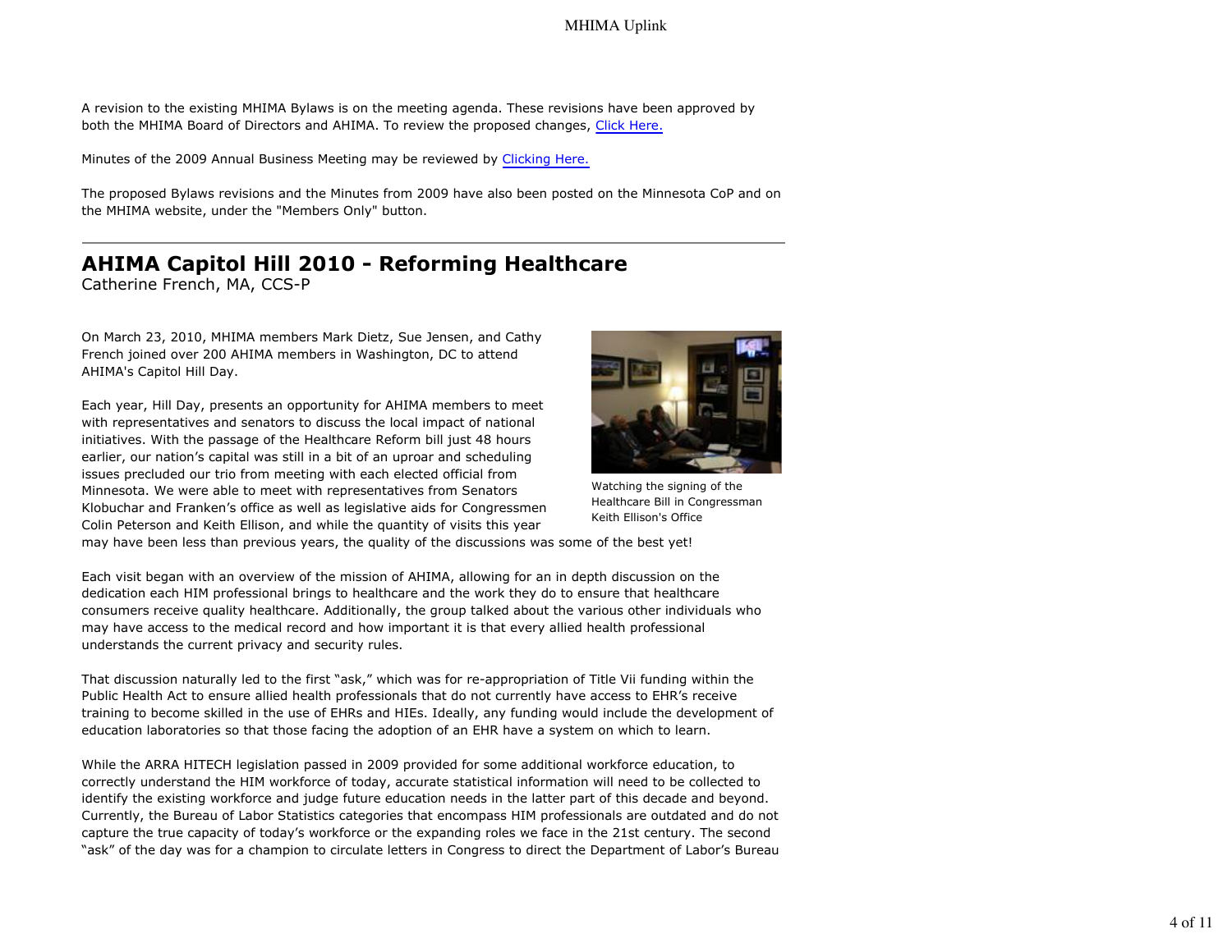A revision to the existing MHIMA Bylaws is on the meeting agenda. These revisions have been approved by both the MHIMA Board of Directors and AHIMA. To review the proposed changes, Click Here.

Minutes of the 2009 Annual Business Meeting may be reviewed by Clicking Here.

The proposed Bylaws revisions and the Minutes from 2009 have also been posted on the Minnesota CoP and on the MHIMA website, under the "Members Only" button.

---

## AHIMA Capitol Hill 2010 - Reforming Healthcare

Catherine French, MA, CCS-P

On March 23, 2010, MHIMA members Mark Dietz, Sue Jensen, and Cathy French joined over 200 AHIMA members in Washington, DC to attend AHIMA's Capitol Hill Day.

Watching the signing of the Healthcare Bill in Congressman Keith Ellison's Office

Each year, Hill Day, presents an opportunity for AHIMA members to meet with representatives and senators to discuss the local impact of national initiatives. With the passage of the Healthcare Reform bill just 48 hours earlier, our nation's capital was still in a bit of an uproar and scheduling issues precluded our trio from meeting with each elected official from Minnesota. We were able to meet with representatives from Senators Klobuchar and Franken's office as well as legislative aids for Congressmen Colin Peterson and Keith Ellison, and while the quantity of visits this year may have been less than previous years, the quality of the discussions was some of the best yet!

Each visit began with an overview of the mission of AHIMA, allowing for an in depth discussion on the dedication each HIM professional brings to healthcare and the work they do to ensure that healthcare consumers receive quality healthcare. Additionally, the group talked about the various other individuals who may have access to the medical record and how important it is that every allied health professional understands the current privacy and security rules.

That discussion naturally led to the first "ask," which was for re-appropriation of Title Vii funding within the Public Health Act to ensure allied health professionals that do not currently have access to EHR's receive training to become skilled in the use of EHRs and HIEs. Ideally, any funding would include the development of education laboratories so that those facing the adoption of an EHR have a system on which to learn.

While the ARRA HITECH legislation passed in 2009 provided for some additional workforce education, to correctly understand the HIM workforce of today, accurate statistical information will need to be collected to identify the existing workforce and judge future education needs in the latter part of this decade and beyond. Currently, the Bureau of Labor Statistics categories that encompass HIM professionals are outdated and do not capture the true capacity of today's workforce or the expanding roles we face in the 21st century. The second "ask" of the day was for a champion to circulate letters in Congress to direct the Department of Labor's Bureau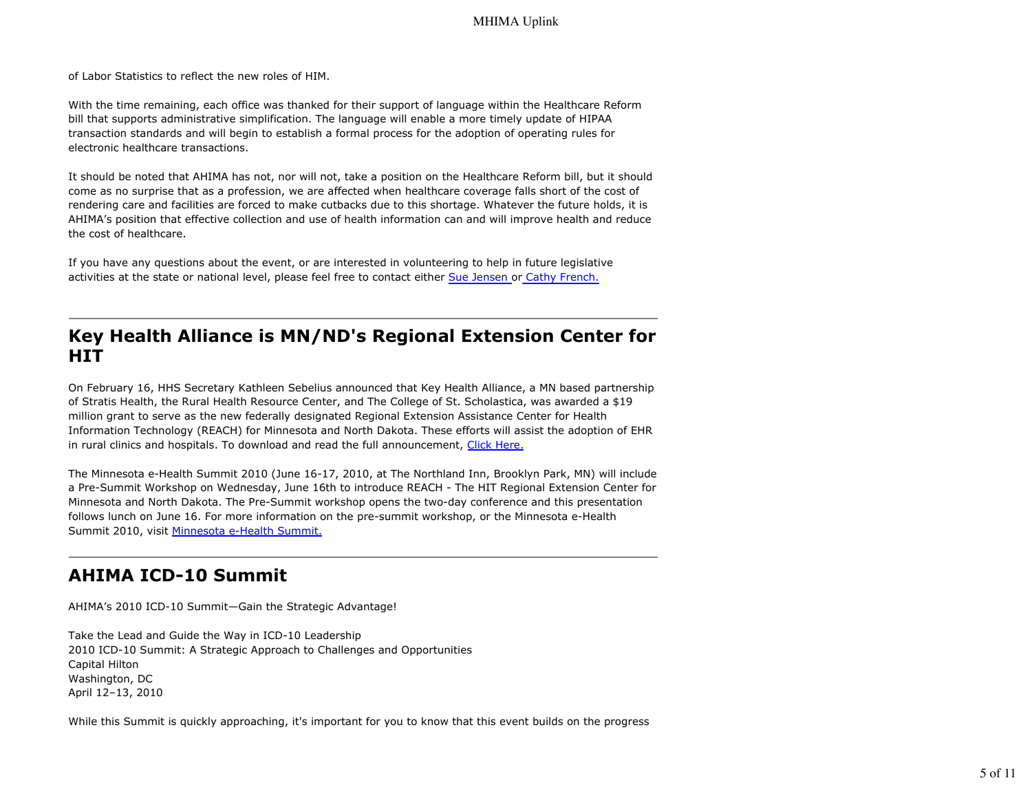of Labor Statistics to reflect the new roles of HIM.

With the time remaining, each office was thanked for their support of language within the Healthcare Reform bill that supports administrative simplification. The language will enable a more timely update of HIPAA transaction standards and will begin to establish a formal process for the adoption of operating rules for electronic healthcare transactions.

It should be noted that AHIMA has not, nor will not, take a position on the Healthcare Reform bill, but it should come as no surprise that as a profession, we are affected when healthcare coverage falls short of the cost of rendering care and facilities are forced to make cutbacks due to this shortage. Whatever the future holds, it is AHIMA's position that effective collection and use of health information can and will improve health and reduce the cost of healthcare.

If you have any questions about the event, or are interested in volunteering to help in future legislative activities at the state or national level, please feel free to contact either Sue Jensen or Cathy French.

---

## Key Health Alliance is MN/ND's Regional Extension Center for HIT

On February 16, HHS Secretary Kathleen Sebelius announced that Key Health Alliance, a MN based partnership of Stratis Health, the Rural Health Resource Center, and The College of St. Scholastica, was awarded a $19 million grant to serve as the new federally designated Regional Extension Assistance Center for Health Information Technology (REACH) for Minnesota and North Dakota. These efforts will assist the adoption of EHR in rural clinics and hospitals. To download and read the full announcement, Click Here.

The Minnesota e-Health Summit 2010 (June 16-17, 2010, at The Northland Inn, Brooklyn Park, MN) will include a Pre-Summit Workshop on Wednesday, June 16th to introduce REACH - The HIT Regional Extension Center for Minnesota and North Dakota. The Pre-Summit workshop opens the two-day conference and this presentation follows lunch on June 16. For more information on the pre-summit workshop, or the Minnesota e-Health Summit 2010, visit Minnesota e-Health Summit.

---

## AHIMA ICD-10 Summit

AHIMA's 2010 ICD-10 Summit—Gain the Strategic Advantage!

Take the Lead and Guide the Way in ICD-10 Leadership
2010 ICD-10 Summit: A Strategic Approach to Challenges and Opportunities
Capital Hilton
Washington, DC
April 12–13, 2010

While this Summit is quickly approaching, it's important for you to know that this event builds on the progress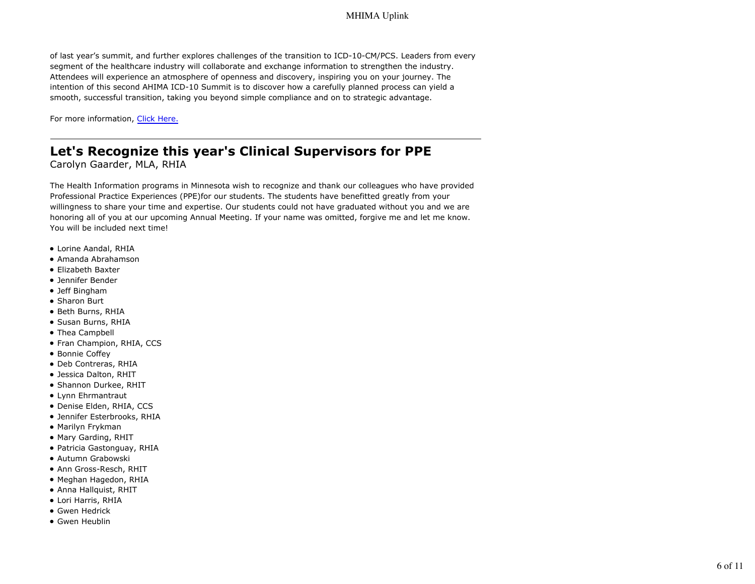of last year's summit, and further explores challenges of the transition to ICD-10-CM/PCS. Leaders from every segment of the healthcare industry will collaborate and exchange information to strengthen the industry. Attendees will experience an atmosphere of openness and discovery, inspiring you on your journey. The intention of this second AHIMA ICD-10 Summit is to discover how a carefully planned process can yield a smooth, successful transition, taking you beyond simple compliance and on to strategic advantage.

For more information, Click Here.

---

## Let's Recognize this year's Clinical Supervisors for PPE

Carolyn Gaarder, MLA, RHIA

The Health Information programs in Minnesota wish to recognize and thank our colleagues who have provided Professional Practice Experiences (PPE)for our students. The students have benefitted greatly from your willingness to share your time and expertise. Our students could not have graduated without you and we are honoring all of you at our upcoming Annual Meeting. If your name was omitted, forgive me and let me know. You will be included next time!

- Lorine Aandal, RHIA
- Amanda Abrahamson
- Elizabeth Baxter
- Jennifer Bender
- Jeff Bingham
- Sharon Burt
- Beth Burns, RHIA
- Susan Burns, RHIA
- Thea Campbell
- Fran Champion, RHIA, CCS
- Bonnie Coffey
- Deb Contreras, RHIA
- Jessica Dalton, RHIT
- Shannon Durkee, RHIT
- Lynn Ehrmantraut
- Denise Elden, RHIA, CCS
- Jennifer Esterbrooks, RHIA
- Marilyn Frykman
- Mary Garding, RHIT
- Patricia Gastonguay, RHIA
- Autumn Grabowski
- Ann Gross-Resch, RHIT
- Meghan Hagedon, RHIA
- Anna Hallquist, RHIT
- Lori Harris, RHIA
- Gwen Hedrick
- Gwen Heublin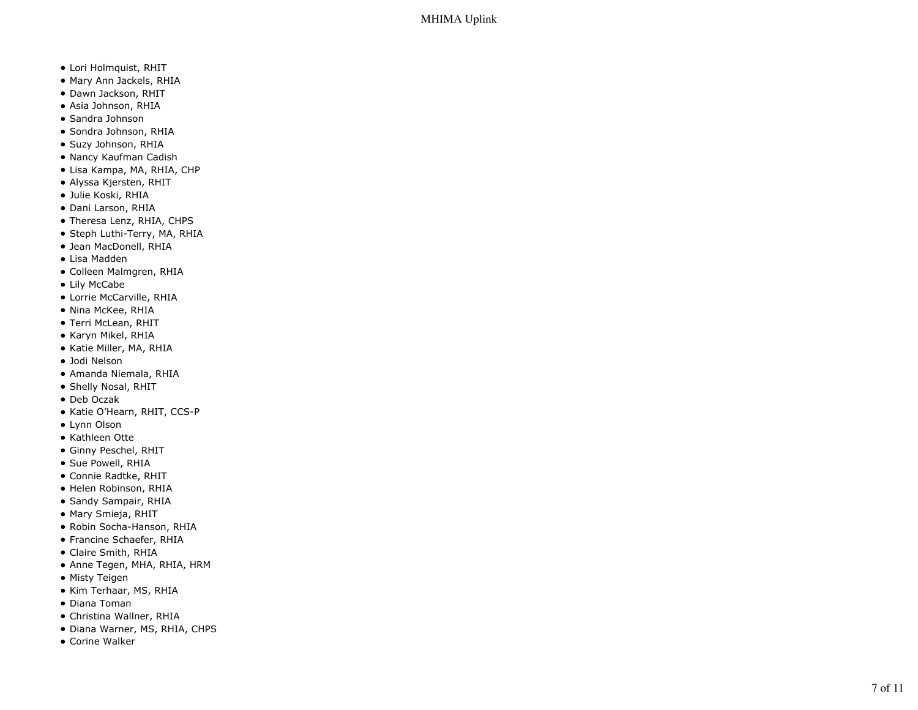- Lori Holmquist, RHIT
- Mary Ann Jackels, RHIA
- Dawn Jackson, RHIT
- Asia Johnson, RHIA
- Sandra Johnson
- Sondra Johnson, RHIA
- Suzy Johnson, RHIA
- Nancy Kaufman Cadish
- Lisa Kampa, MA, RHIA, CHP
- Alyssa Kjersten, RHIT
- Julie Koski, RHIA
- Dani Larson, RHIA
- Theresa Lenz, RHIA, CHPS
- Steph Luthi-Terry, MA, RHIA
- Jean MacDonell, RHIA
- Lisa Madden
- Colleen Malmgren, RHIA
- Lily McCabe
- Lorrie McCarville, RHIA
- Nina McKee, RHIA
- Terri McLean, RHIT
- Karyn Mikel, RHIA
- Katie Miller, MA, RHIA
- Jodi Nelson
- Amanda Niemala, RHIA
- Shelly Nosal, RHIT
- Deb Oczak
- Katie O'Hearn, RHIT, CCS-P
- Lynn Olson
- Kathleen Otte
- Ginny Peschel, RHIT
- Sue Powell, RHIA
- Connie Radtke, RHIT
- Helen Robinson, RHIA
- Sandy Sampair, RHIA
- Mary Smieja, RHIT
- Robin Socha-Hanson, RHIA
- Francine Schaefer, RHIA
- Claire Smith, RHIA
- Anne Tegen, MHA, RHIA, HRM
- Misty Teigen
- Kim Terhaar, MS, RHIA
- Diana Toman
- Christina Wallner, RHIA
- Diana Warner, MS, RHIA, CHPS
- Corine Walker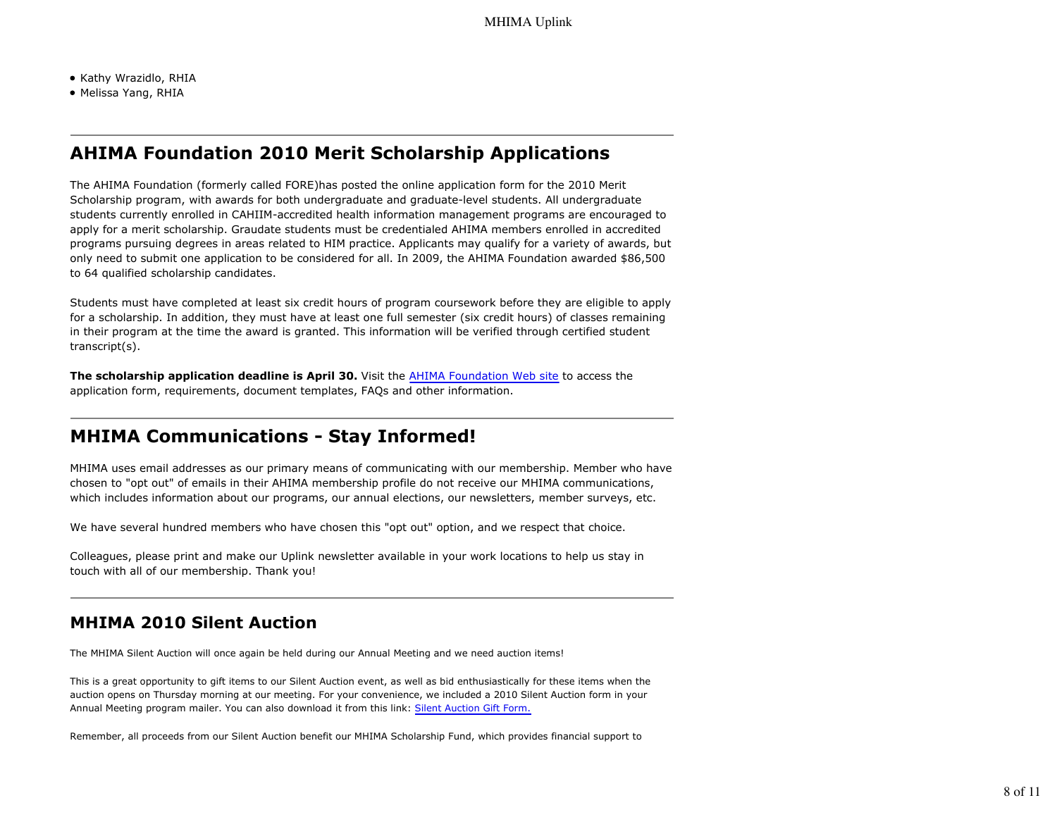- Kathy Wrazidlo, RHIA
- Melissa Yang, RHIA

## AHIMA Foundation 2010 Merit Scholarship Applications

The AHIMA Foundation (formerly called FORE)has posted the online application form for the 2010 Merit Scholarship program, with awards for both undergraduate and graduate-level students. All undergraduate students currently enrolled in CAHIIM-accredited health information management programs are encouraged to apply for a merit scholarship. Graudate students must be credentialed AHIMA members enrolled in accredited programs pursuing degrees in areas related to HIM practice. Applicants may qualify for a variety of awards, but only need to submit one application to be considered for all. In 2009, the AHIMA Foundation awarded $86,500 to 64 qualified scholarship candidates.

Students must have completed at least six credit hours of program coursework before they are eligible to apply for a scholarship. In addition, they must have at least one full semester (six credit hours) of classes remaining in their program at the time the award is granted. This information will be verified through certified student transcript(s).

**The scholarship application deadline is April 30.** Visit the AHIMA Foundation Web site to access the application form, requirements, document templates, FAQs and other information.

## MHIMA Communications - Stay Informed!

MHIMA uses email addresses as our primary means of communicating with our membership. Member who have chosen to "opt out" of emails in their AHIMA membership profile do not receive our MHIMA communications, which includes information about our programs, our annual elections, our newsletters, member surveys, etc.

We have several hundred members who have chosen this "opt out" option, and we respect that choice.

Colleagues, please print and make our Uplink newsletter available in your work locations to help us stay in touch with all of our membership. Thank you!

## MHIMA 2010 Silent Auction

The MHIMA Silent Auction will once again be held during our Annual Meeting and we need auction items!

This is a great opportunity to gift items to our Silent Auction event, as well as bid enthusiastically for these items when the auction opens on Thursday morning at our meeting. For your convenience, we included a 2010 Silent Auction form in your Annual Meeting program mailer. You can also download it from this link: Silent Auction Gift Form.

Remember, all proceeds from our Silent Auction benefit our MHIMA Scholarship Fund, which provides financial support to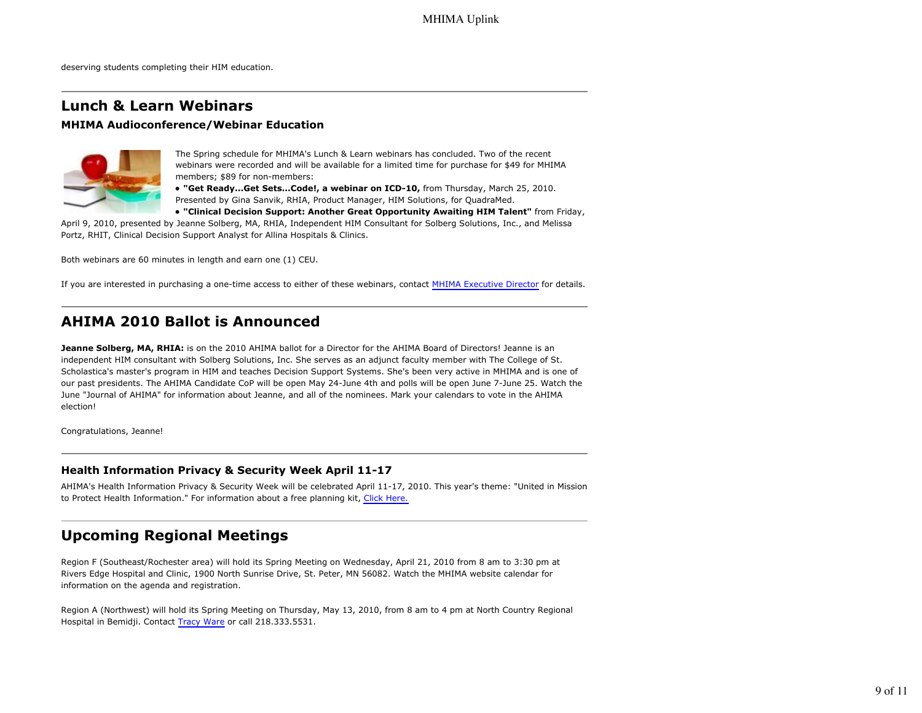deserving students completing their HIM education.

---

## Lunch & Learn Webinars

### MHIMA Audioconference/Webinar Education

The Spring schedule for MHIMA's Lunch & Learn webinars has concluded. Two of the recent webinars were recorded and will be available for a limited time for purchase for $49 for MHIMA members; $89 for non-members:

- **"Get Ready...Get Sets...Code!, a webinar on ICD-10,** from Thursday, March 25, 2010. Presented by Gina Sanvik, RHIA, Product Manager, HIM Solutions, for QuadraMed.
- **"Clinical Decision Support: Another Great Opportunity Awaiting HIM Talent"** from Friday, April 9, 2010, presented by Jeanne Solberg, MA, RHIA, Independent HIM Consultant for Solberg Solutions, Inc., and Melissa Portz, RHIT, Clinical Decision Support Analyst for Allina Hospitals & Clinics.

Both webinars are 60 minutes in length and earn one (1) CEU.

If you are interested in purchasing a one-time access to either of these webinars, contact MHIMA Executive Director for details.

---

## AHIMA 2010 Ballot is Announced

**Jeanne Solberg, MA, RHIA:** is on the 2010 AHIMA ballot for a Director for the AHIMA Board of Directors! Jeanne is an independent HIM consultant with Solberg Solutions, Inc. She serves as an adjunct faculty member with The College of St. Scholastica's master's program in HIM and teaches Decision Support Systems. She's been very active in MHIMA and is one of our past presidents. The AHIMA Candidate CoP will be open May 24-June 4th and polls will be open June 7-June 25. Watch the June "Journal of AHIMA" for information about Jeanne, and all of the nominees. Mark your calendars to vote in the AHIMA election!

Congratulations, Jeanne!

---

### Health Information Privacy & Security Week April 11-17

AHIMA's Health Information Privacy & Security Week will be celebrated April 11-17, 2010. This year's theme: "United in Mission to Protect Health Information." For information about a free planning kit, Click Here.

---

## Upcoming Regional Meetings

Region F (Southeast/Rochester area) will hold its Spring Meeting on Wednesday, April 21, 2010 from 8 am to 3:30 pm at Rivers Edge Hospital and Clinic, 1900 North Sunrise Drive, St. Peter, MN 56082. Watch the MHIMA website calendar for information on the agenda and registration.

Region A (Northwest) will hold its Spring Meeting on Thursday, May 13, 2010, from 8 am to 4 pm at North Country Regional Hospital in Bemidji. Contact Tracy Ware or call 218.333.5531.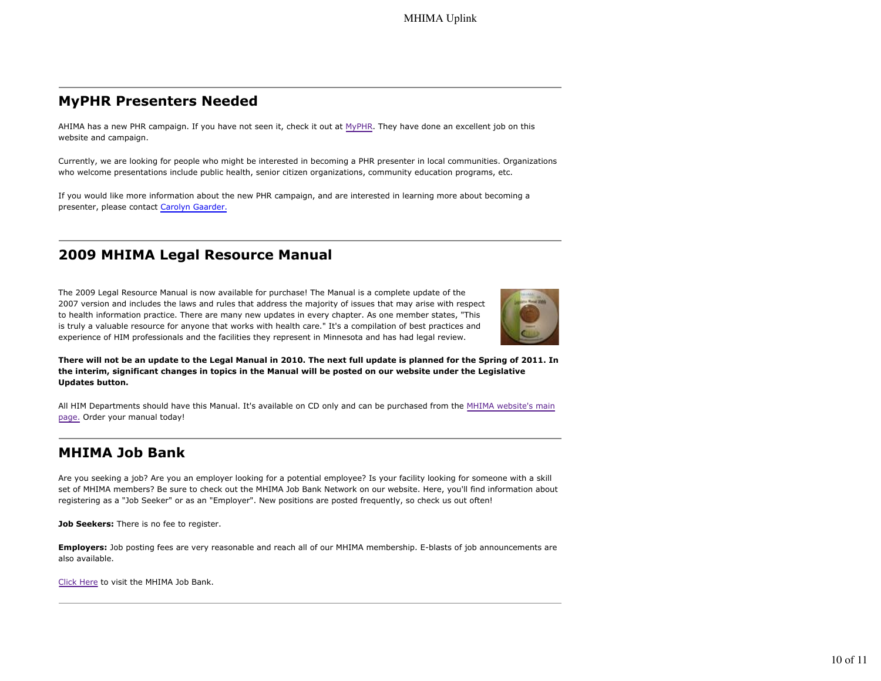## MyPHR Presenters Needed

AHIMA has a new PHR campaign. If you have not seen it, check it out at MyPHR. They have done an excellent job on this website and campaign.

Currently, we are looking for people who might be interested in becoming a PHR presenter in local communities. Organizations who welcome presentations include public health, senior citizen organizations, community education programs, etc.

If you would like more information about the new PHR campaign, and are interested in learning more about becoming a presenter, please contact Carolyn Gaarder.

## 2009 MHIMA Legal Resource Manual

The 2009 Legal Resource Manual is now available for purchase! The Manual is a complete update of the 2007 version and includes the laws and rules that address the majority of issues that may arise with respect to health information practice. There are many new updates in every chapter. As one member states, "This is truly a valuable resource for anyone that works with health care." It's a compilation of best practices and experience of HIM professionals and the facilities they represent in Minnesota and has had legal review.

**There will not be an update to the Legal Manual in 2010. The next full update is planned for the Spring of 2011. In the interim, significant changes in topics in the Manual will be posted on our website under the Legislative Updates button.**

All HIM Departments should have this Manual. It's available on CD only and can be purchased from the MHIMA website's main page. Order your manual today!

## MHIMA Job Bank

Are you seeking a job? Are you an employer looking for a potential employee? Is your facility looking for someone with a skill set of MHIMA members? Be sure to check out the MHIMA Job Bank Network on our website. Here, you'll find information about registering as a "Job Seeker" or as an "Employer". New positions are posted frequently, so check us out often!

**Job Seekers:** There is no fee to register.

**Employers:** Job posting fees are very reasonable and reach all of our MHIMA membership. E-blasts of job announcements are also available.

Click Here to visit the MHIMA Job Bank.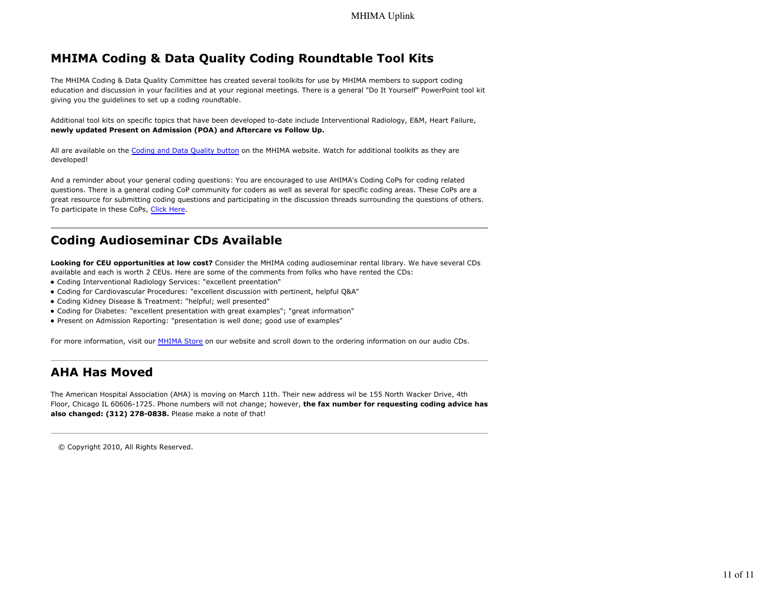## MHIMA Coding & Data Quality Coding Roundtable Tool Kits

The MHIMA Coding & Data Quality Committee has created several toolkits for use by MHIMA members to support coding education and discussion in your facilities and at your regional meetings. There is a general "Do It Yourself" PowerPoint tool kit giving you the guidelines to set up a coding roundtable.

Additional tool kits on specific topics that have been developed to-date include Interventional Radiology, E&M, Heart Failure, **newly updated Present on Admission (POA) and Aftercare vs Follow Up.**

All are available on the Coding and Data Quality button on the MHIMA website. Watch for additional toolkits as they are developed!

And a reminder about your general coding questions: You are encouraged to use AHIMA's Coding CoPs for coding related questions. There is a general coding CoP community for coders as well as several for specific coding areas. These CoPs are a great resource for submitting coding questions and participating in the discussion threads surrounding the questions of others. To participate in these CoPs, Click Here.

---

## Coding Audioseminar CDs Available

**Looking for CEU opportunities at low cost?** Consider the MHIMA coding audioseminar rental library. We have several CDs available and each is worth 2 CEUs. Here are some of the comments from folks who have rented the CDs:

- Coding Interventional Radiology Services: "excellent preentation"
- Coding for Cardiovascular Procedures: "excellent discussion with pertinent, helpful Q&A"
- Coding Kidney Disease & Treatment: "helpful; well presented"
- Coding for Diabetes: "excellent presentation with great examples"; "great information"
- Present on Admission Reporting: "presentation is well done; good use of examples"

For more information, visit our MHIMA Store on our website and scroll down to the ordering information on our audio CDs.

---

## AHA Has Moved

The American Hospital Association (AHA) is moving on March 11th. Their new address wil be 155 North Wacker Drive, 4th Floor, Chicago IL 60606-1725. Phone numbers will not change; however, **the fax number for requesting coding advice has also changed: (312) 278-0838.** Please make a note of that!

---

© Copyright 2010, All Rights Reserved.